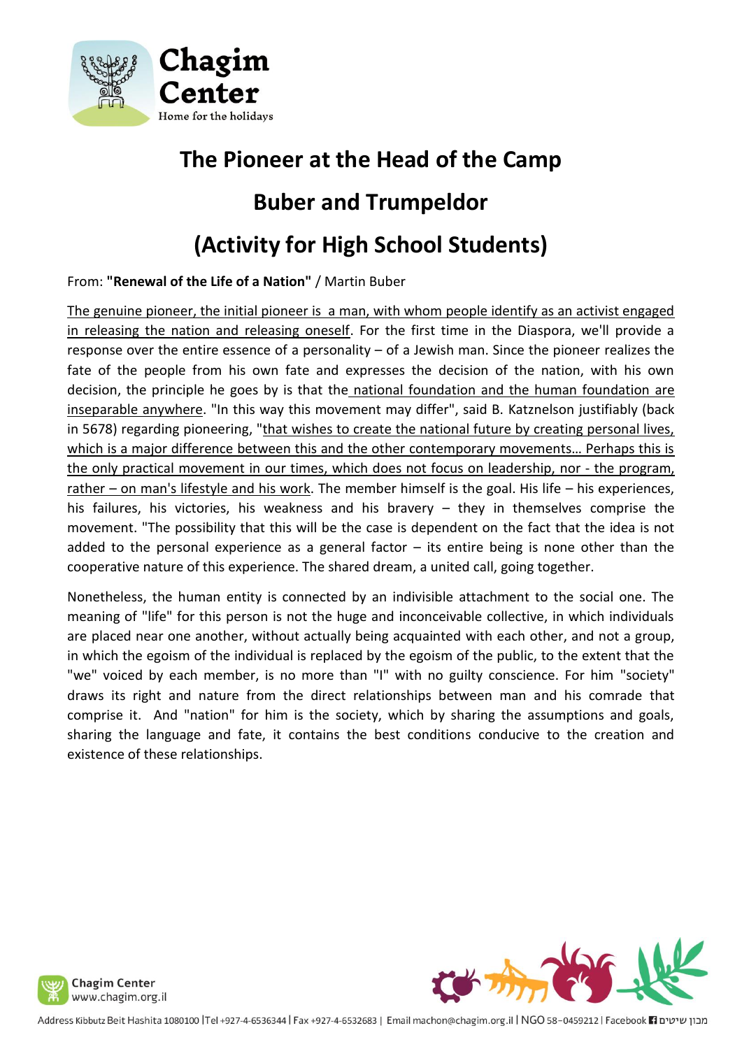# The Pioneer at the Head of the Camp

## Buber and Trumpeldor

## (Activity for High School Students)

From: **"Renewal of the Life of a Nation"** / Martin Buber

The genuine pioneer, the initial pioneer is a man, with whom people identify as an activist engaged in releasing the nation and releasing oneself. For the first time in the Diaspora, we'll provide a response over the entire essence of a personality – of a Jewish man. Since the pioneer realizes the fate of the people from his own fate and expresses the decision of the nation, with his own decision, the principle he goes by is that the national foundation and the human foundation are inseparable anywhere. "In this way this movement may differ", said B. Katznelson justifiably (back in 5678) regarding pioneering, "that wishes to create the national future by creating personal lives, which is a major difference between this and the other contemporary movements… Perhaps this is the only practical movement in our times, which does not focus on leadership, nor - the program, rather – on man's lifestyle and his work. The member himself is the goal. His life – his experiences, his failures, his victories, his weakness and his bravery – they in themselves comprise the movement. "The possibility that this will be the case is dependent on the fact that the idea is not added to the personal experience as a general factor – its entire being is none other than the cooperative nature of this experience. The shared dream, a united call, going together.

Nonetheless, the human entity is connected by an indivisible attachment to the social one. The meaning of "life" for this person is not the huge and inconceivable collective, in which individuals are placed near one another, without actually being acquainted with each other, and not a group, in which the egoism of the individual is replaced by the egoism of the public, to the extent that the "we" voiced by each member, is no more than "I" with no guilty conscience. For him "society" draws its right and nature from the direct relationships between man and his comrade that comprise it. And "nation" for him is the society, which by sharing the assumptions and goals, sharing the language and fate, it contains the best conditions conducive to the creation and existence of these relationships.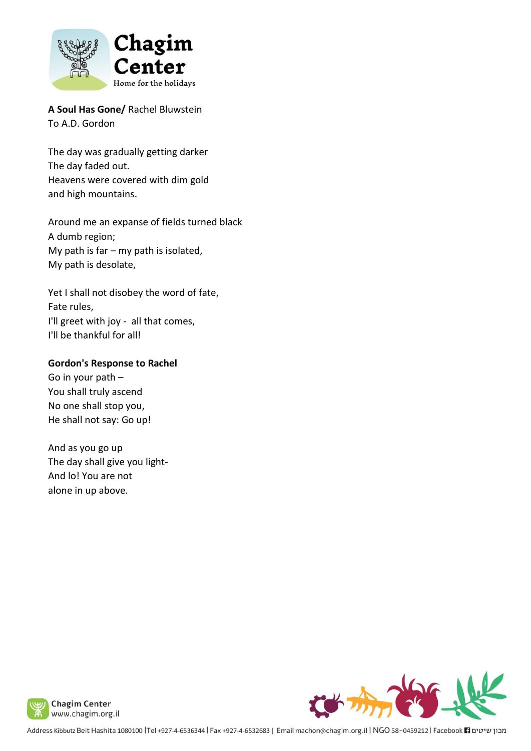**A Soul Has Gone/** Rachel Bluwstein
To A.D. Gordon

The day was gradually getting darker
The day faded out.
Heavens were covered with dim gold
and high mountains.

Around me an expanse of fields turned black
A dumb region;
My path is far – my path is isolated,
My path is desolate,

Yet I shall not disobey the word of fate,
Fate rules,
I'll greet with joy - all that comes,
I'll be thankful for all!

**Gordon's Response to Rachel**
Go in your path –
You shall truly ascend
No one shall stop you,
He shall not say: Go up!

And as you go up
The day shall give you light-
And lo! You are not
alone in up above.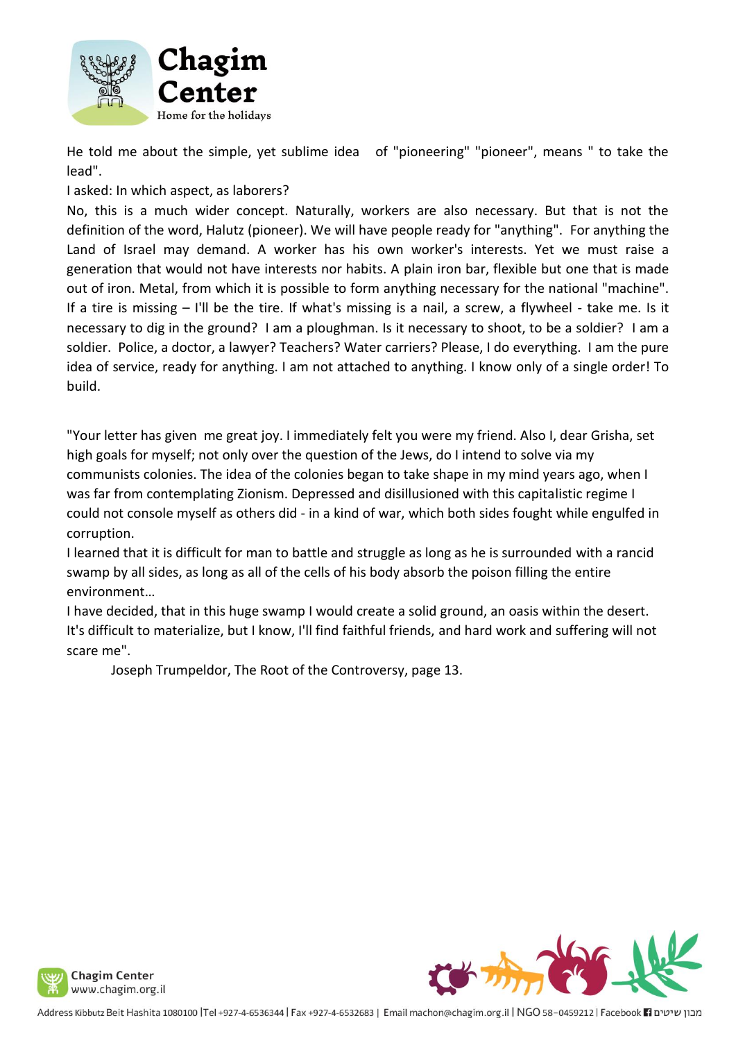He told me about the simple, yet sublime idea of "pioneering" "pioneer", means " to take the lead".

I asked: In which aspect, as laborers?

No, this is a much wider concept. Naturally, workers are also necessary. But that is not the definition of the word, Halutz (pioneer). We will have people ready for "anything". For anything the Land of Israel may demand. A worker has his own worker's interests. Yet we must raise a generation that would not have interests nor habits. A plain iron bar, flexible but one that is made out of iron. Metal, from which it is possible to form anything necessary for the national "machine". If a tire is missing – I'll be the tire. If what's missing is a nail, a screw, a flywheel - take me. Is it necessary to dig in the ground? I am a ploughman. Is it necessary to shoot, to be a soldier? I am a soldier. Police, a doctor, a lawyer? Teachers? Water carriers? Please, I do everything. I am the pure idea of service, ready for anything. I am not attached to anything. I know only of a single order! To build.

"Your letter has given me great joy. I immediately felt you were my friend. Also I, dear Grisha, set high goals for myself; not only over the question of the Jews, do I intend to solve via my communists colonies. The idea of the colonies began to take shape in my mind years ago, when I was far from contemplating Zionism. Depressed and disillusioned with this capitalistic regime I could not console myself as others did - in a kind of war, which both sides fought while engulfed in corruption.

I learned that it is difficult for man to battle and struggle as long as he is surrounded with a rancid swamp by all sides, as long as all of the cells of his body absorb the poison filling the entire environment…

I have decided, that in this huge swamp I would create a solid ground, an oasis within the desert. It's difficult to materialize, but I know, I'll find faithful friends, and hard work and suffering will not scare me".

Joseph Trumpeldor, The Root of the Controversy, page 13.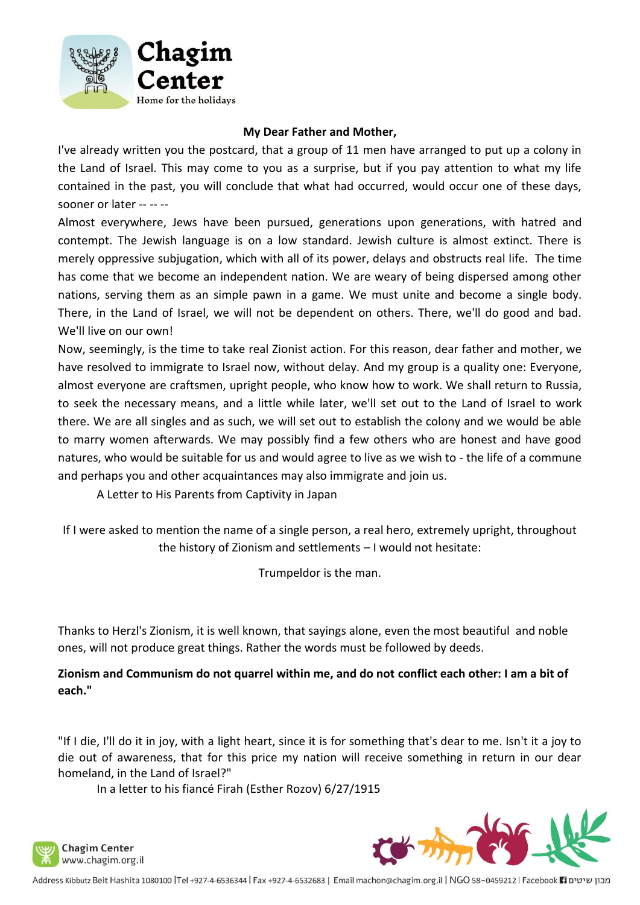**My Dear Father and Mother,**

I've already written you the postcard, that a group of 11 men have arranged to put up a colony in the Land of Israel. This may come to you as a surprise, but if you pay attention to what my life contained in the past, you will conclude that what had occurred, would occur one of these days, sooner or later -- -- --

Almost everywhere, Jews have been pursued, generations upon generations, with hatred and contempt. The Jewish language is on a low standard. Jewish culture is almost extinct. There is merely oppressive subjugation, which with all of its power, delays and obstructs real life. The time has come that we become an independent nation. We are weary of being dispersed among other nations, serving them as an simple pawn in a game. We must unite and become a single body. There, in the Land of Israel, we will not be dependent on others. There, we'll do good and bad. We'll live on our own!

Now, seemingly, is the time to take real Zionist action. For this reason, dear father and mother, we have resolved to immigrate to Israel now, without delay. And my group is a quality one: Everyone, almost everyone are craftsmen, upright people, who know how to work. We shall return to Russia, to seek the necessary means, and a little while later, we'll set out to the Land of Israel to work there. We are all singles and as such, we will set out to establish the colony and we would be able to marry women afterwards. We may possibly find a few others who are honest and have good natures, who would be suitable for us and would agree to live as we wish to - the life of a commune and perhaps you and other acquaintances may also immigrate and join us.

A Letter to His Parents from Captivity in Japan

If I were asked to mention the name of a single person, a real hero, extremely upright, throughout the history of Zionism and settlements – I would not hesitate:

Trumpeldor is the man.

Thanks to Herzl's Zionism, it is well known, that sayings alone, even the most beautiful and noble ones, will not produce great things. Rather the words must be followed by deeds.

**Zionism and Communism do not quarrel within me, and do not conflict each other: I am a bit of each."**

"If I die, I'll do it in joy, with a light heart, since it is for something that's dear to me. Isn't it a joy to die out of awareness, that for this price my nation will receive something in return in our dear homeland, in the Land of Israel?"

In a letter to his fiancé Firah (Esther Rozov) 6/27/1915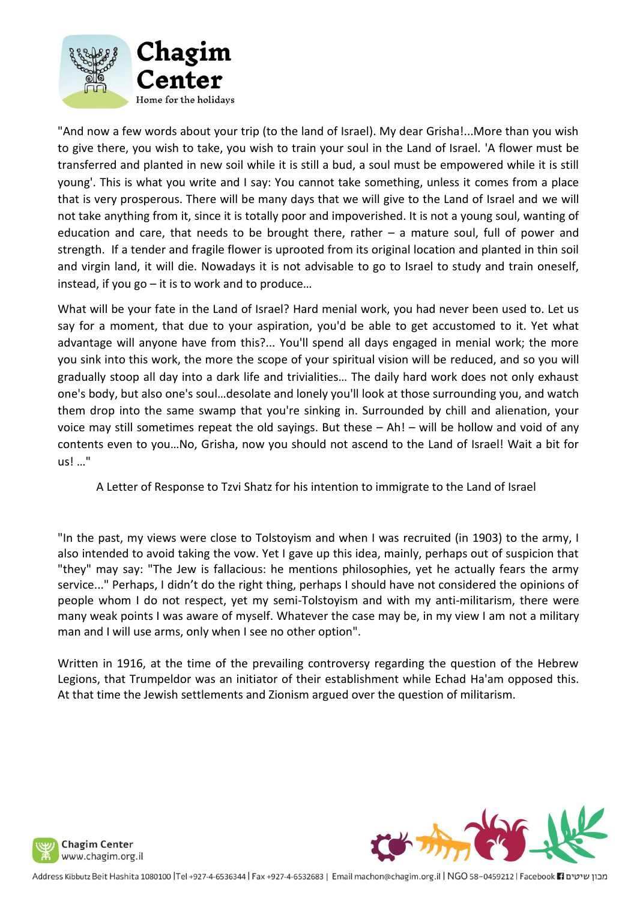"And now a few words about your trip (to the land of Israel). My dear Grisha!...More than you wish to give there, you wish to take, you wish to train your soul in the Land of Israel. 'A flower must be transferred and planted in new soil while it is still a bud, a soul must be empowered while it is still young'. This is what you write and I say: You cannot take something, unless it comes from a place that is very prosperous. There will be many days that we will give to the Land of Israel and we will not take anything from it, since it is totally poor and impoverished. It is not a young soul, wanting of education and care, that needs to be brought there, rather – a mature soul, full of power and strength. If a tender and fragile flower is uprooted from its original location and planted in thin soil and virgin land, it will die. Nowadays it is not advisable to go to Israel to study and train oneself, instead, if you go – it is to work and to produce…

What will be your fate in the Land of Israel? Hard menial work, you had never been used to. Let us say for a moment, that due to your aspiration, you'd be able to get accustomed to it. Yet what advantage will anyone have from this?... You'll spend all days engaged in menial work; the more you sink into this work, the more the scope of your spiritual vision will be reduced, and so you will gradually stoop all day into a dark life and trivialities… The daily hard work does not only exhaust one's body, but also one's soul…desolate and lonely you'll look at those surrounding you, and watch them drop into the same swamp that you're sinking in. Surrounded by chill and alienation, your voice may still sometimes repeat the old sayings. But these – Ah! – will be hollow and void of any contents even to you…No, Grisha, now you should not ascend to the Land of Israel! Wait a bit for us! …"

A Letter of Response to Tzvi Shatz for his intention to immigrate to the Land of Israel

"In the past, my views were close to Tolstoyism and when I was recruited (in 1903) to the army, I also intended to avoid taking the vow. Yet I gave up this idea, mainly, perhaps out of suspicion that "they" may say: "The Jew is fallacious: he mentions philosophies, yet he actually fears the army service..." Perhaps, I didn't do the right thing, perhaps I should have not considered the opinions of people whom I do not respect, yet my semi-Tolstoyism and with my anti-militarism, there were many weak points I was aware of myself. Whatever the case may be, in my view I am not a military man and I will use arms, only when I see no other option".

Written in 1916, at the time of the prevailing controversy regarding the question of the Hebrew Legions, that Trumpeldor was an initiator of their establishment while Echad Ha'am opposed this. At that time the Jewish settlements and Zionism argued over the question of militarism.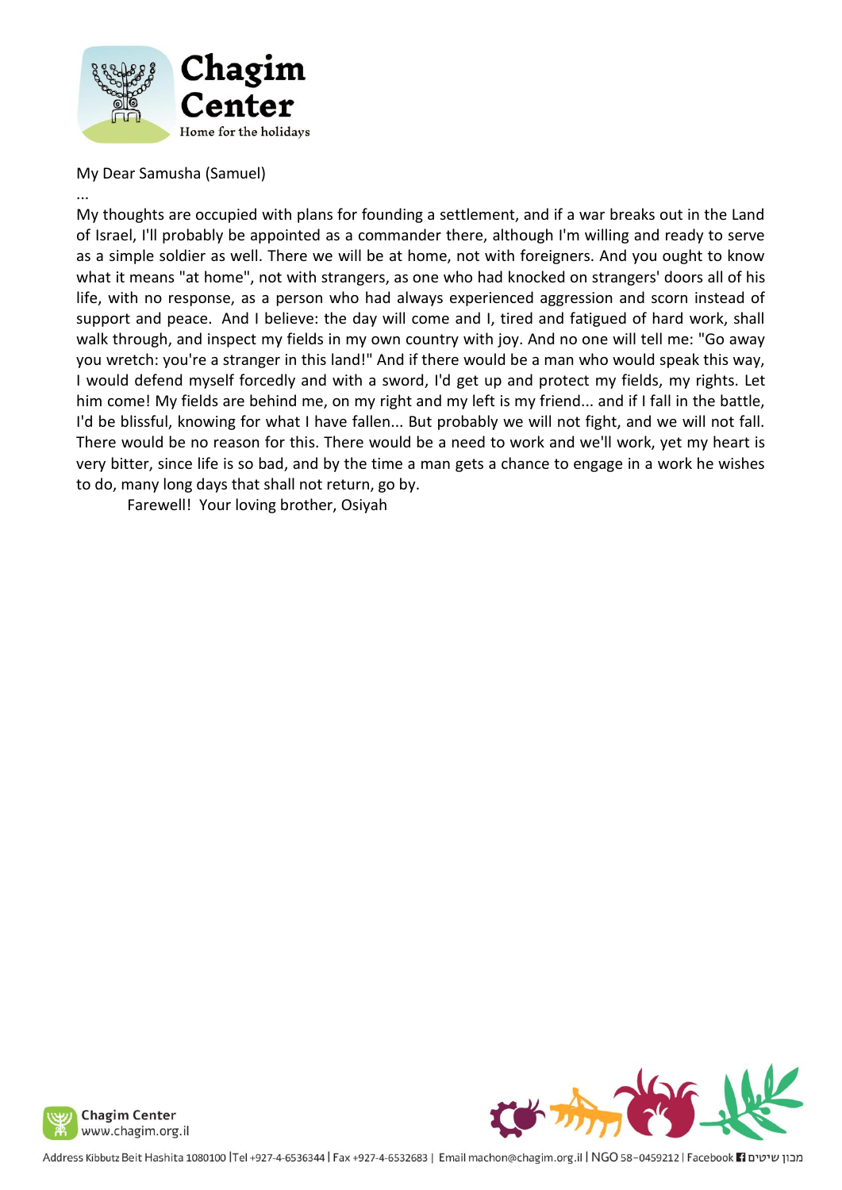My Dear Samusha (Samuel)

...

My thoughts are occupied with plans for founding a settlement, and if a war breaks out in the Land of Israel, I'll probably be appointed as a commander there, although I'm willing and ready to serve as a simple soldier as well. There we will be at home, not with foreigners. And you ought to know what it means "at home", not with strangers, as one who had knocked on strangers' doors all of his life, with no response, as a person who had always experienced aggression and scorn instead of support and peace. And I believe: the day will come and I, tired and fatigued of hard work, shall walk through, and inspect my fields in my own country with joy. And no one will tell me: "Go away you wretch: you're a stranger in this land!" And if there would be a man who would speak this way, I would defend myself forcedly and with a sword, I'd get up and protect my fields, my rights. Let him come! My fields are behind me, on my right and my left is my friend... and if I fall in the battle, I'd be blissful, knowing for what I have fallen... But probably we will not fight, and we will not fall. There would be no reason for this. There would be a need to work and we'll work, yet my heart is very bitter, since life is so bad, and by the time a man gets a chance to engage in a work he wishes to do, many long days that shall not return, go by.

Farewell! Your loving brother, Osiyah